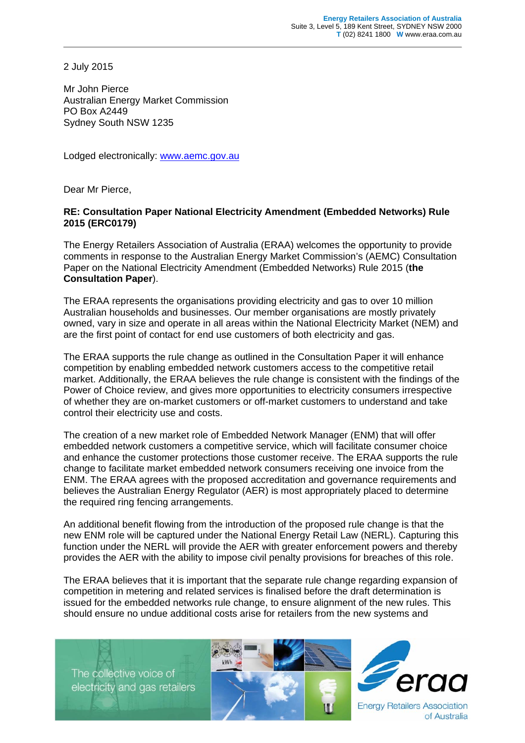Energy Retailers Association of Australia
Suite 3, Level 5, 189 Kent Street, SYDNEY NSW 2000
T (02) 8241 1800 W www.eraa.com.au

2 July 2015

Mr John Pierce
Australian Energy Market Commission
PO Box A2449
Sydney South NSW 1235

Lodged electronically: www.aemc.gov.au

Dear Mr Pierce,

**RE: Consultation Paper National Electricity Amendment (Embedded Networks) Rule 2015 (ERC0179)**

The Energy Retailers Association of Australia (ERAA) welcomes the opportunity to provide comments in response to the Australian Energy Market Commission's (AEMC) Consultation Paper on the National Electricity Amendment (Embedded Networks) Rule 2015 (**the Consultation Paper**).

The ERAA represents the organisations providing electricity and gas to over 10 million Australian households and businesses. Our member organisations are mostly privately owned, vary in size and operate in all areas within the National Electricity Market (NEM) and are the first point of contact for end use customers of both electricity and gas.

The ERAA supports the rule change as outlined in the Consultation Paper it will enhance competition by enabling embedded network customers access to the competitive retail market. Additionally, the ERAA believes the rule change is consistent with the findings of the Power of Choice review, and gives more opportunities to electricity consumers irrespective of whether they are on-market customers or off-market customers to understand and take control their electricity use and costs.

The creation of a new market role of Embedded Network Manager (ENM) that will offer embedded network customers a competitive service, which will facilitate consumer choice and enhance the customer protections those customer receive. The ERAA supports the rule change to facilitate market embedded network consumers receiving one invoice from the ENM. The ERAA agrees with the proposed accreditation and governance requirements and believes the Australian Energy Regulator (AER) is most appropriately placed to determine the required ring fencing arrangements.

An additional benefit flowing from the introduction of the proposed rule change is that the new ENM role will be captured under the National Energy Retail Law (NERL). Capturing this function under the NERL will provide the AER with greater enforcement powers and thereby provides the AER with the ability to impose civil penalty provisions for breaches of this role.

The ERAA believes that it is important that the separate rule change regarding expansion of competition in metering and related services is finalised before the draft determination is issued for the embedded networks rule change, to ensure alignment of the new rules. This should ensure no undue additional costs arise for retailers from the new systems and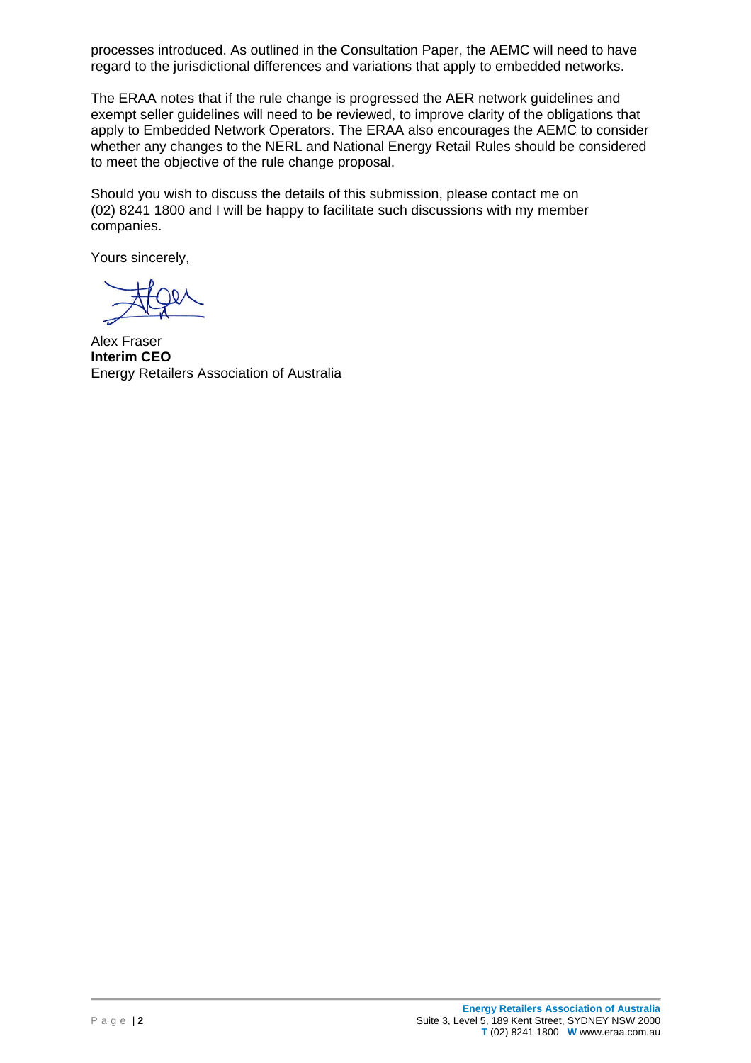processes introduced. As outlined in the Consultation Paper, the AEMC will need to have regard to the jurisdictional differences and variations that apply to embedded networks.

The ERAA notes that if the rule change is progressed the AER network guidelines and exempt seller guidelines will need to be reviewed, to improve clarity of the obligations that apply to Embedded Network Operators. The ERAA also encourages the AEMC to consider whether any changes to the NERL and National Energy Retail Rules should be considered to meet the objective of the rule change proposal.

Should you wish to discuss the details of this submission, please contact me on (02) 8241 1800 and I will be happy to facilitate such discussions with my member companies.

Yours sincerely,

Alex Fraser
**Interim CEO**
Energy Retailers Association of Australia